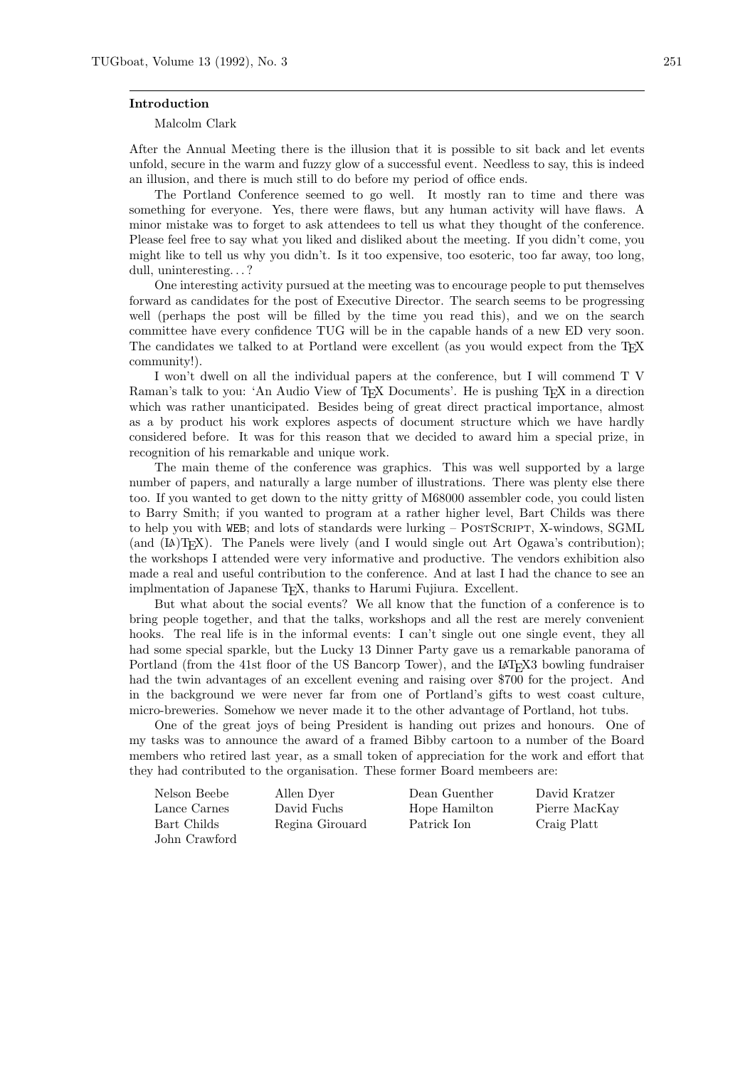### Introduction

Malcolm Clark

After the Annual Meeting there is the illusion that it is possible to sit back and let events unfold, secure in the warm and fuzzy glow of a successful event. Needless to say, this is indeed an illusion, and there is much still to do before my period of office ends.

The Portland Conference seemed to go well. It mostly ran to time and there was something for everyone. Yes, there were flaws, but any human activity will have flaws. A minor mistake was to forget to ask attendees to tell us what they thought of the conference. Please feel free to say what you liked and disliked about the meeting. If you didn't come, you might like to tell us why you didn't. Is it too expensive, too esoteric, too far away, too long, dull, uninteresting. . . ?

One interesting activity pursued at the meeting was to encourage people to put themselves forward as candidates for the post of Executive Director. The search seems to be progressing well (perhaps the post will be filled by the time you read this), and we on the search committee have every confidence TUG will be in the capable hands of a new ED very soon. The candidates we talked to at Portland were excellent (as you would expect from the TeX community!).

I won't dwell on all the individual papers at the conference, but I will commend T V Raman's talk to you: 'An Audio View of TeX Documents'. He is pushing TeX in a direction which was rather unanticipated. Besides being of great direct practical importance, almost as a by product his work explores aspects of document structure which we have hardly considered before. It was for this reason that we decided to award him a special prize, in recognition of his remarkable and unique work.

The main theme of the conference was graphics. This was well supported by a large number of papers, and naturally a large number of illustrations. There was plenty else there too. If you wanted to get down to the nitty gritty of M68000 assembler code, you could listen to Barry Smith; if you wanted to program at a rather higher level, Bart Childs was there to help you with WEB; and lots of standards were lurking – PostScript, X-windows, SGML (and (LA)TeX). The Panels were lively (and I would single out Art Ogawa's contribution); the workshops I attended were very informative and productive. The vendors exhibition also made a real and useful contribution to the conference. And at last I had the chance to see an implmentation of Japanese TeX, thanks to Harumi Fujiura. Excellent.

But what about the social events? We all know that the function of a conference is to bring people together, and that the talks, workshops and all the rest are merely convenient hooks. The real life is in the informal events: I can't single out one single event, they all had some special sparkle, but the Lucky 13 Dinner Party gave us a remarkable panorama of Portland (from the 41st floor of the US Bancorp Tower), and the LaTeX3 bowling fundraiser had the twin advantages of an excellent evening and raising over $700 for the project. And in the background we were never far from one of Portland's gifts to west coast culture, micro-breweries. Somehow we never made it to the other advantage of Portland, hot tubs.

One of the great joys of being President is handing out prizes and honours. One of my tasks was to announce the award of a framed Bibby cartoon to a number of the Board members who retired last year, as a small token of appreciation for the work and effort that they had contributed to the organisation. These former Board membeers are:

| | | | |
|---|---|---|---|
| Nelson Beebe | Allen Dyer | Dean Guenther | David Kratzer |
| Lance Carnes | David Fuchs | Hope Hamilton | Pierre MacKay |
| Bart Childs | Regina Girouard | Patrick Ion | Craig Platt |
| John Crawford | | | |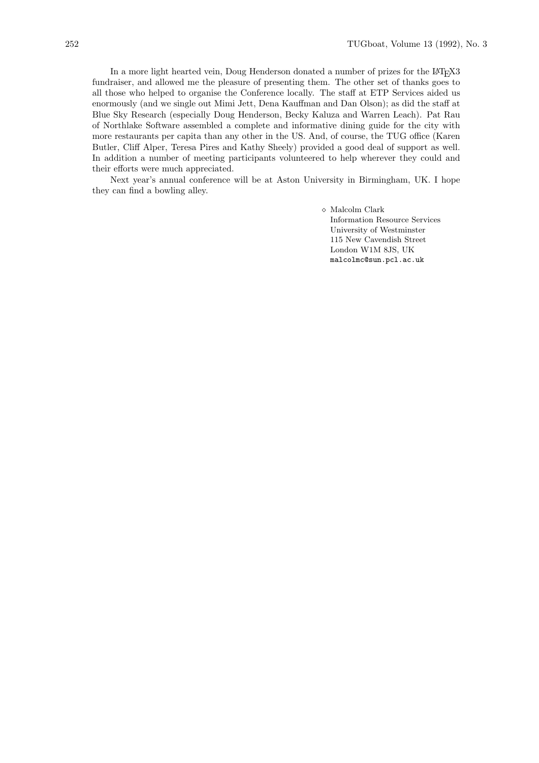In a more light hearted vein, Doug Henderson donated a number of prizes for the LaTeX3 fundraiser, and allowed me the pleasure of presenting them. The other set of thanks goes to all those who helped to organise the Conference locally. The staff at ETP Services aided us enormously (and we single out Mimi Jett, Dena Kauffman and Dan Olson); as did the staff at Blue Sky Research (especially Doug Henderson, Becky Kaluza and Warren Leach). Pat Rau of Northlake Software assembled a complete and informative dining guide for the city with more restaurants per capita than any other in the US. And, of course, the TUG office (Karen Butler, Cliff Alper, Teresa Pires and Kathy Sheely) provided a good deal of support as well. In addition a number of meeting participants volunteered to help wherever they could and their efforts were much appreciated.

Next year's annual conference will be at Aston University in Birmingham, UK. I hope they can find a bowling alley.

◇ Malcolm Clark  
Information Resource Services  
University of Westminster  
115 New Cavendish Street  
London W1M 8JS, UK  
malcolmc@sun.pcl.ac.uk